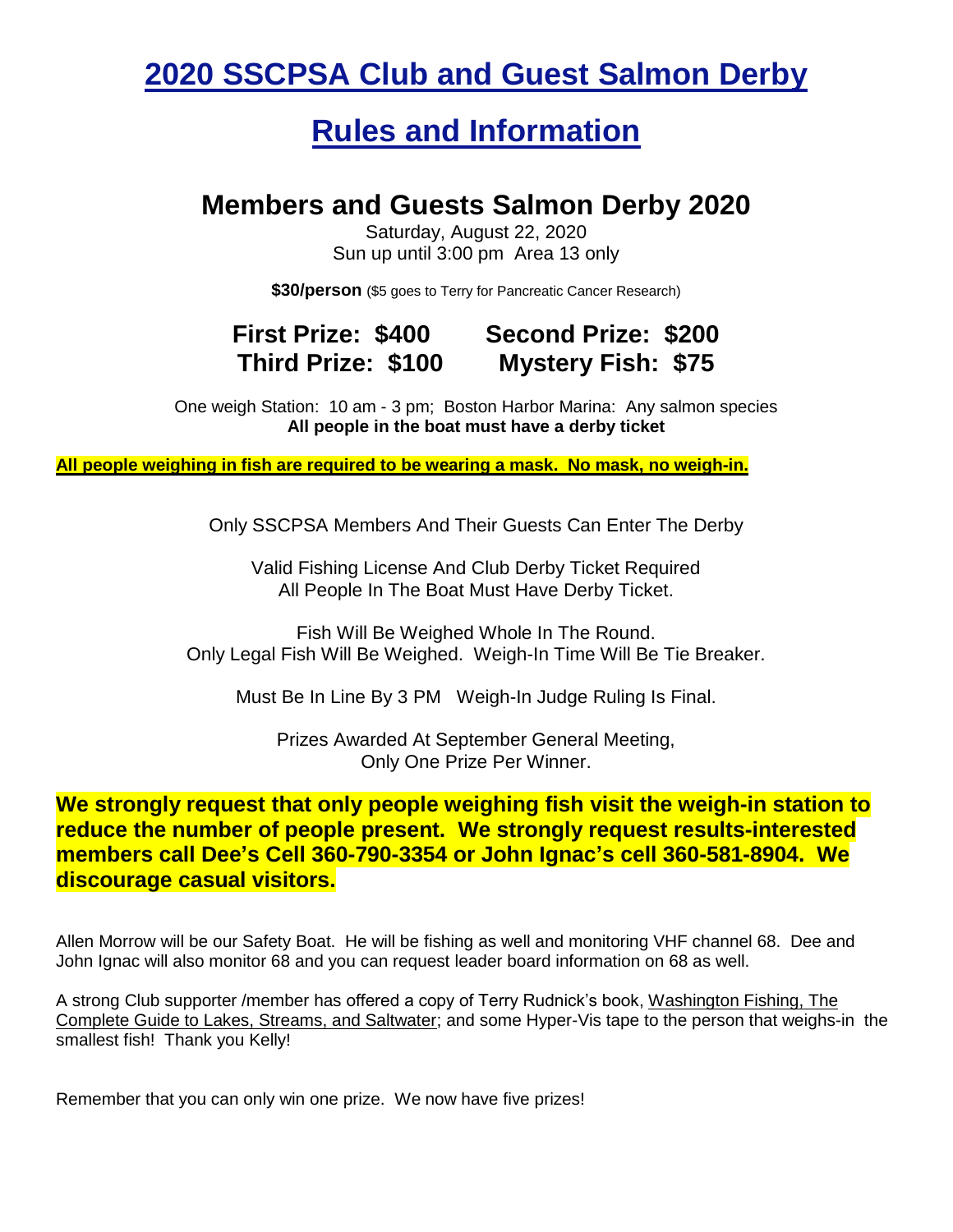# 2020 SSCPSA Club and Guest Salmon Derby

# Rules and Information

## Members and Guests Salmon Derby 2020

Saturday, August 22, 2020
Sun up until 3:00 pm Area 13 only

**$30/person** ($5 goes to Terry for Pancreatic Cancer Research)

**First Prize: $400** **Second Prize: $200**
**Third Prize: $100** **Mystery Fish: $75**

One weigh Station: 10 am - 3 pm; Boston Harbor Marina: Any salmon species
**All people in the boat must have a derby ticket**

**All people weighing in fish are required to be wearing a mask. No mask, no weigh-in.**

Only SSCPSA Members And Their Guests Can Enter The Derby

Valid Fishing License And Club Derby Ticket Required
All People In The Boat Must Have Derby Ticket.

Fish Will Be Weighed Whole In The Round.
Only Legal Fish Will Be Weighed. Weigh-In Time Will Be Tie Breaker.

Must Be In Line By 3 PM Weigh-In Judge Ruling Is Final.

Prizes Awarded At September General Meeting,
Only One Prize Per Winner.

**We strongly request that only people weighing fish visit the weigh-in station to reduce the number of people present. We strongly request results-interested members call Dee's Cell 360-790-3354 or John Ignac's cell 360-581-8904. We discourage casual visitors.**

Allen Morrow will be our Safety Boat. He will be fishing as well and monitoring VHF channel 68. Dee and John Ignac will also monitor 68 and you can request leader board information on 68 as well.

A strong Club supporter /member has offered a copy of Terry Rudnick's book, Washington Fishing, The Complete Guide to Lakes, Streams, and Saltwater; and some Hyper-Vis tape to the person that weighs-in the smallest fish! Thank you Kelly!

Remember that you can only win one prize. We now have five prizes!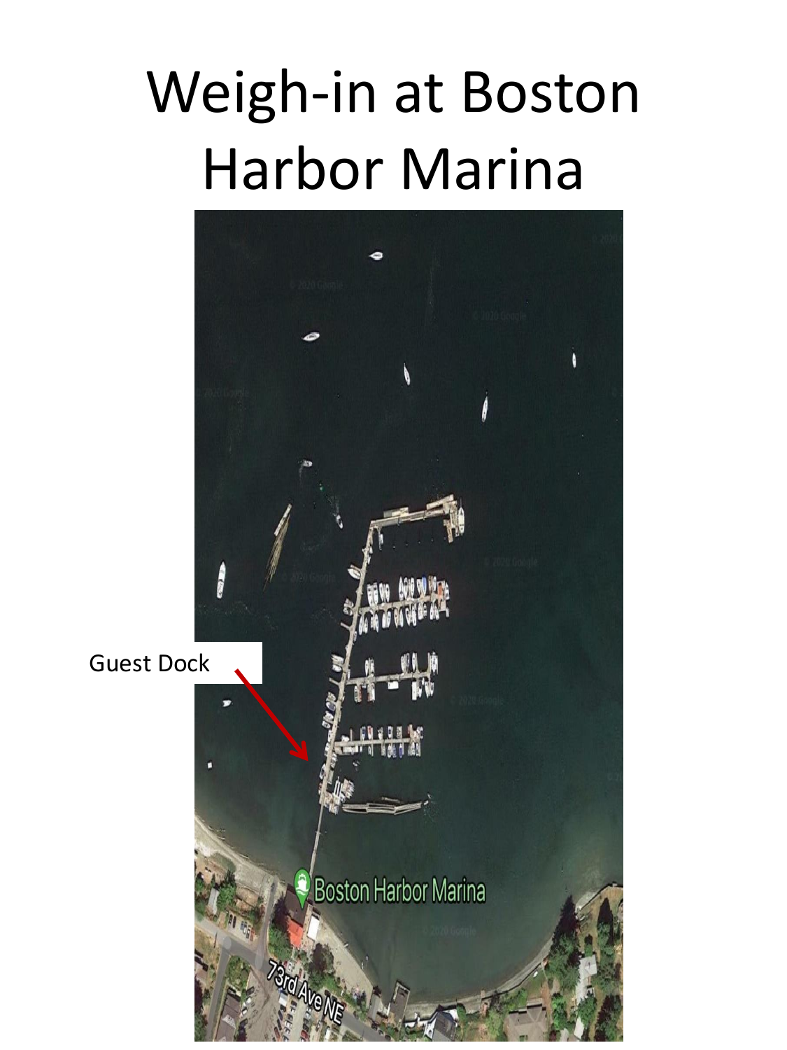# Weigh-in at Boston Harbor Marina

Guest Dock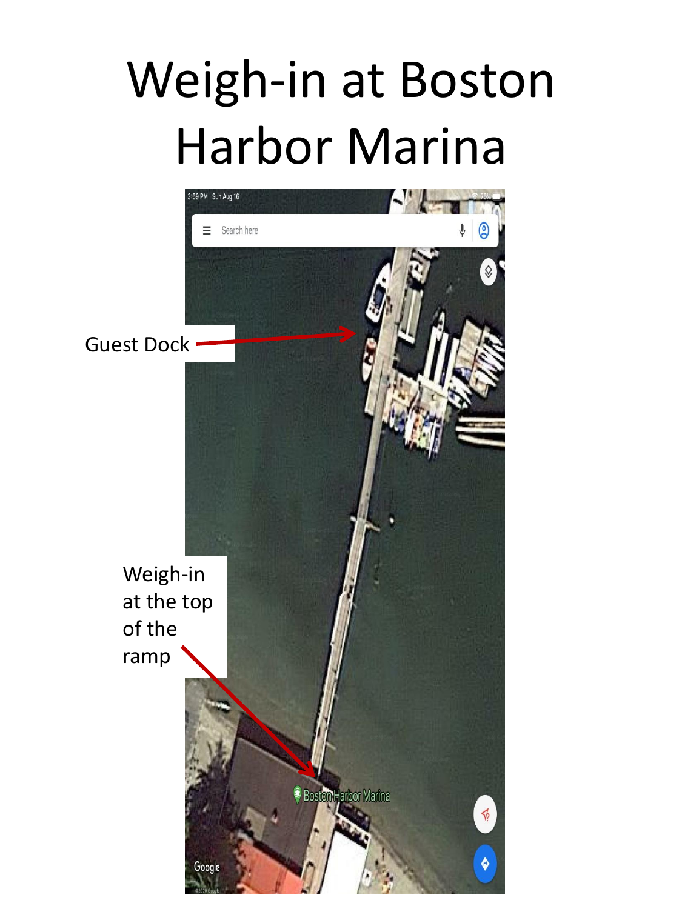# Weigh-in at Boston Harbor Marina

Guest Dock

Weigh-in at the top of the ramp